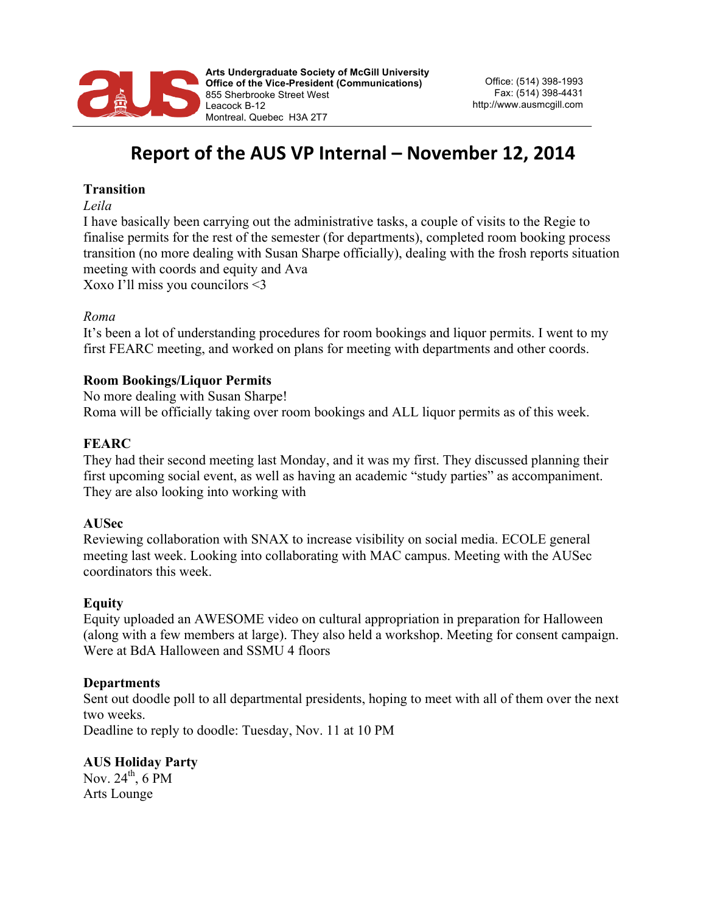Arts Undergraduate Society of McGill University
Office of the Vice-President (Communications)
855 Sherbrooke Street West
Leacock B-12
Montreal, Quebec H3A 2T7

Office: (514) 398-1993
Fax: (514) 398-4431
http://www.ausmcgill.com

# Report of the AUS VP Internal – November 12, 2014

**Transition**

*Leila*

I have basically been carrying out the administrative tasks, a couple of visits to the Regie to finalise permits for the rest of the semester (for departments), completed room booking process transition (no more dealing with Susan Sharpe officially), dealing with the frosh reports situation meeting with coords and equity and Ava

Xoxo I'll miss you councilors <3

*Roma*

It's been a lot of understanding procedures for room bookings and liquor permits. I went to my first FEARC meeting, and worked on plans for meeting with departments and other coords.

**Room Bookings/Liquor Permits**

No more dealing with Susan Sharpe!

Roma will be officially taking over room bookings and ALL liquor permits as of this week.

**FEARC**

They had their second meeting last Monday, and it was my first. They discussed planning their first upcoming social event, as well as having an academic "study parties" as accompaniment. They are also looking into working with

**AUSec**

Reviewing collaboration with SNAX to increase visibility on social media. ECOLE general meeting last week. Looking into collaborating with MAC campus. Meeting with the AUSec coordinators this week.

**Equity**

Equity uploaded an AWESOME video on cultural appropriation in preparation for Halloween (along with a few members at large). They also held a workshop. Meeting for consent campaign. Were at BdA Halloween and SSMU 4 floors

**Departments**

Sent out doodle poll to all departmental presidents, hoping to meet with all of them over the next two weeks.

Deadline to reply to doodle: Tuesday, Nov. 11 at 10 PM

**AUS Holiday Party**

Nov. 24th, 6 PM

Arts Lounge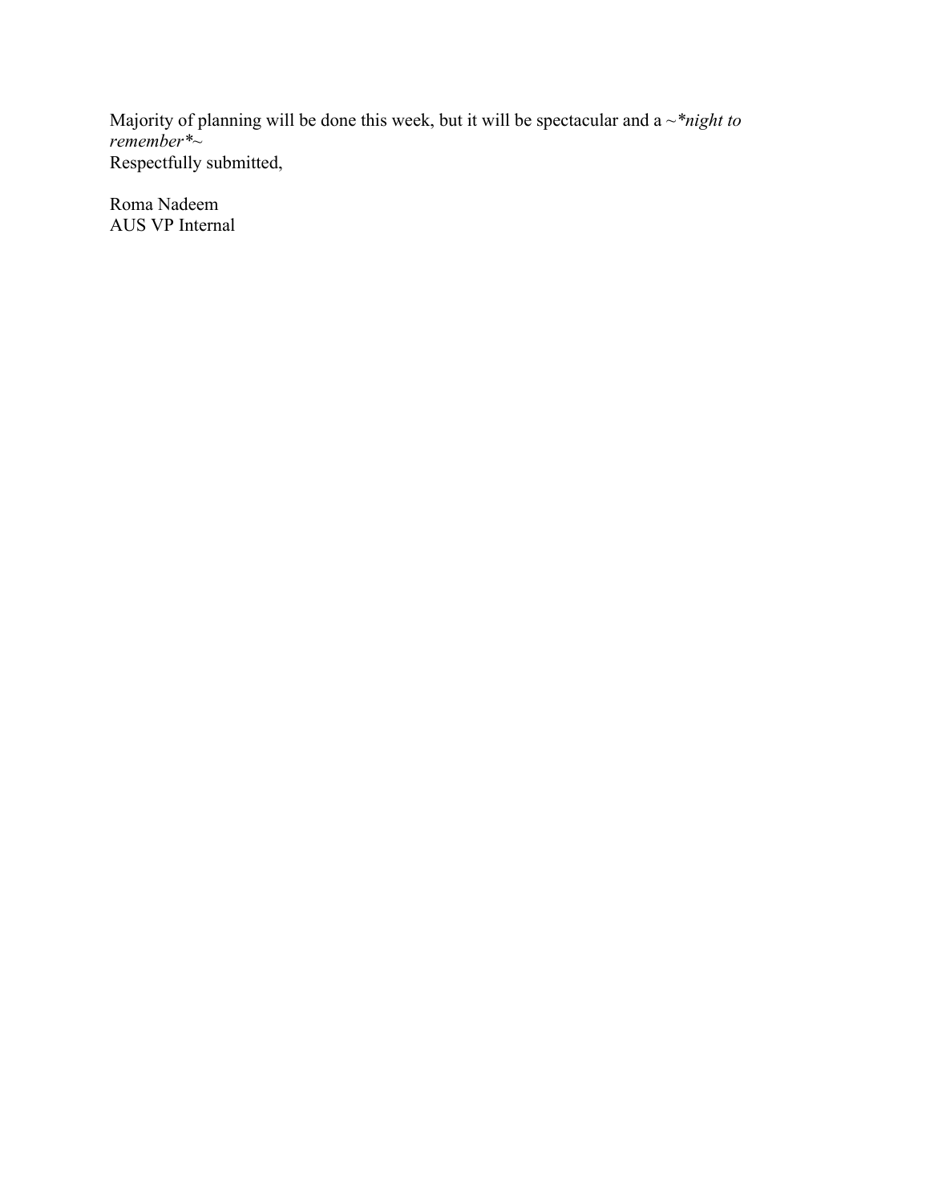Majority of planning will be done this week, but it will be spectacular and a ~**night to remember**~
Respectfully submitted,

Roma Nadeem
AUS VP Internal